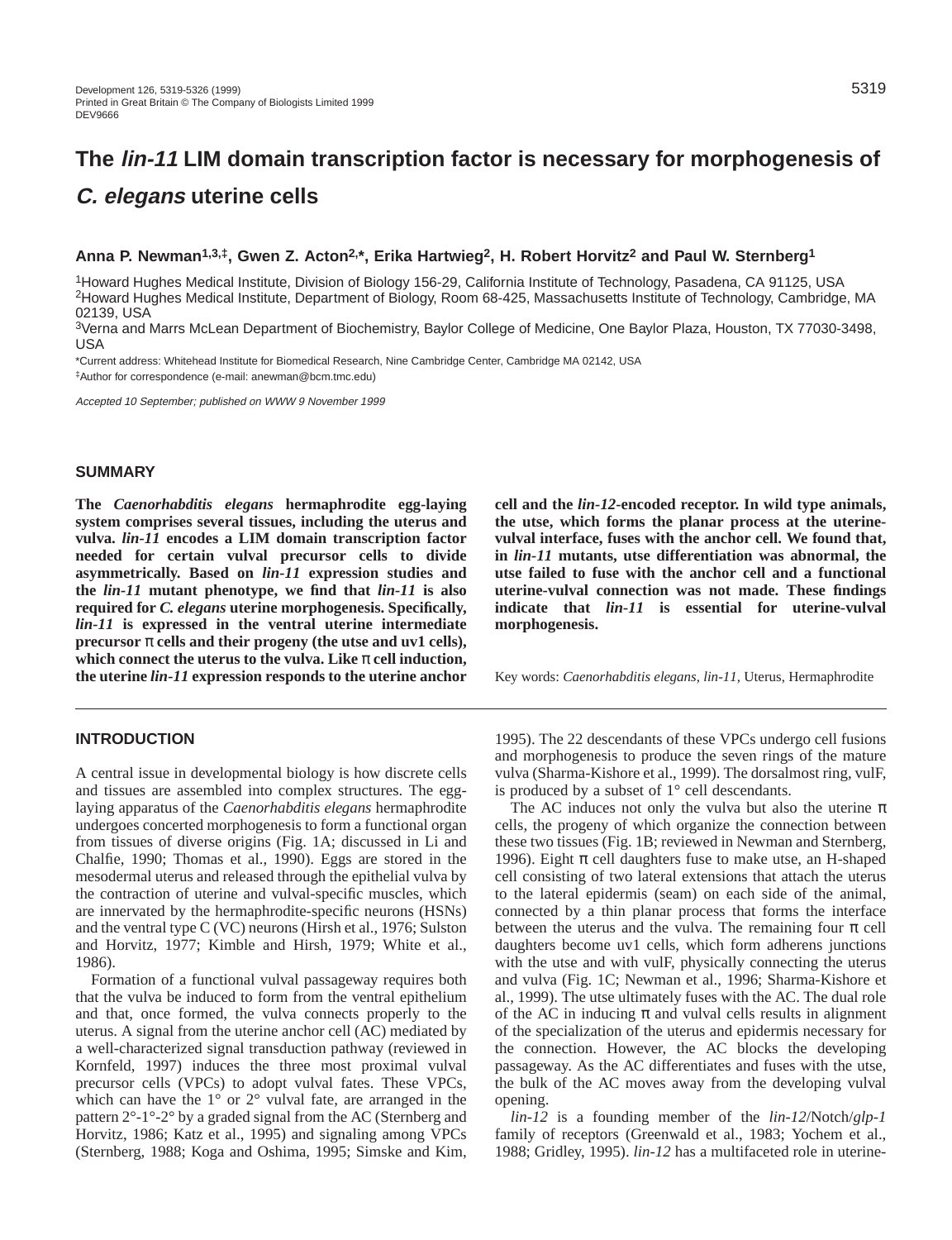# The *lin-11* LIM domain transcription factor is necessary for morphogenesis of *C. elegans* uterine cells

**Anna P. Newman[1,3,‡], Gwen Z. Acton[2,*], Erika Hartwieg[2], H. Robert Horvitz[2] and Paul W. Sternberg[1]**

[1]Howard Hughes Medical Institute, Division of Biology 156-29, California Institute of Technology, Pasadena, CA 91125, USA
[2]Howard Hughes Medical Institute, Department of Biology, Room 68-425, Massachusetts Institute of Technology, Cambridge, MA 02139, USA
[3]Verna and Marrs McLean Department of Biochemistry, Baylor College of Medicine, One Baylor Plaza, Houston, TX 77030-3498, USA

*Current address: Whitehead Institute for Biomedical Research, Nine Cambridge Center, Cambridge MA 02142, USA
‡Author for correspondence (e-mail: anewman@bcm.tmc.edu)

*Accepted 10 September; published on WWW 9 November 1999*

## SUMMARY

**The *Caenorhabditis elegans* hermaphrodite egg-laying system comprises several tissues, including the uterus and vulva. *lin-11* encodes a LIM domain transcription factor needed for certain vulval precursor cells to divide asymmetrically. Based on *lin-11* expression studies and the *lin-11* mutant phenotype, we find that *lin-11* is also required for *C. elegans* uterine morphogenesis. Specifically, *lin-11* is expressed in the ventral uterine intermediate precursor π cells and their progeny (the utse and uv1 cells), which connect the uterus to the vulva. Like π cell induction, the uterine *lin-11* expression responds to the uterine anchor cell and the *lin-12*-encoded receptor. In wild type animals, the utse, which forms the planar process at the uterine-vulval interface, fuses with the anchor cell. We found that, in *lin-11* mutants, utse differentiation was abnormal, the utse failed to fuse with the anchor cell and a functional uterine-vulval connection was not made. These findings indicate that *lin-11* is essential for uterine-vulval morphogenesis.**

Key words: *Caenorhabditis elegans*, *lin-11*, Uterus, Hermaphrodite

## INTRODUCTION

A central issue in developmental biology is how discrete cells and tissues are assembled into complex structures. The egg-laying apparatus of the *Caenorhabditis elegans* hermaphrodite undergoes concerted morphogenesis to form a functional organ from tissues of diverse origins (Fig. 1A; discussed in Li and Chalfie, 1990; Thomas et al., 1990). Eggs are stored in the mesodermal uterus and released through the epithelial vulva by the contraction of uterine and vulval-specific muscles, which are innervated by the hermaphrodite-specific neurons (HSNs) and the ventral type C (VC) neurons (Hirsh et al., 1976; Sulston and Horvitz, 1977; Kimble and Hirsh, 1979; White et al., 1986).

Formation of a functional vulval passageway requires both that the vulva be induced to form from the ventral epithelium and that, once formed, the vulva connects properly to the uterus. A signal from the uterine anchor cell (AC) mediated by a well-characterized signal transduction pathway (reviewed in Kornfeld, 1997) induces the three most proximal vulval precursor cells (VPCs) to adopt vulval fates. These VPCs, which can have the 1° or 2° vulval fate, are arranged in the pattern 2°-1°-2° by a graded signal from the AC (Sternberg and Horvitz, 1986; Katz et al., 1995) and signaling among VPCs (Sternberg, 1988; Koga and Oshima, 1995; Simske and Kim, 1995). The 22 descendants of these VPCs undergo cell fusions and morphogenesis to produce the seven rings of the mature vulva (Sharma-Kishore et al., 1999). The dorsalmost ring, vulF, is produced by a subset of 1° cell descendants.

The AC induces not only the vulva but also the uterine π cells, the progeny of which organize the connection between these two tissues (Fig. 1B; reviewed in Newman and Sternberg, 1996). Eight π cell daughters fuse to make utse, an H-shaped cell consisting of two lateral extensions that attach the uterus to the lateral epidermis (seam) on each side of the animal, connected by a thin planar process that forms the interface between the uterus and the vulva. The remaining four π cell daughters become uv1 cells, which form adherens junctions with the utse and with vulF, physically connecting the uterus and vulva (Fig. 1C; Newman et al., 1996; Sharma-Kishore et al., 1999). The utse ultimately fuses with the AC. The dual role of the AC in inducing π and vulval cells results in alignment of the specialization of the uterus and epidermis necessary for the connection. However, the AC blocks the developing passageway. As the AC differentiates and fuses with the utse, the bulk of the AC moves away from the developing vulval opening.

*lin-12* is a founding member of the *lin-12*/Notch/*glp-1* family of receptors (Greenwald et al., 1983; Yochem et al., 1988; Gridley, 1995). *lin-12* has a multifaceted role in uterine-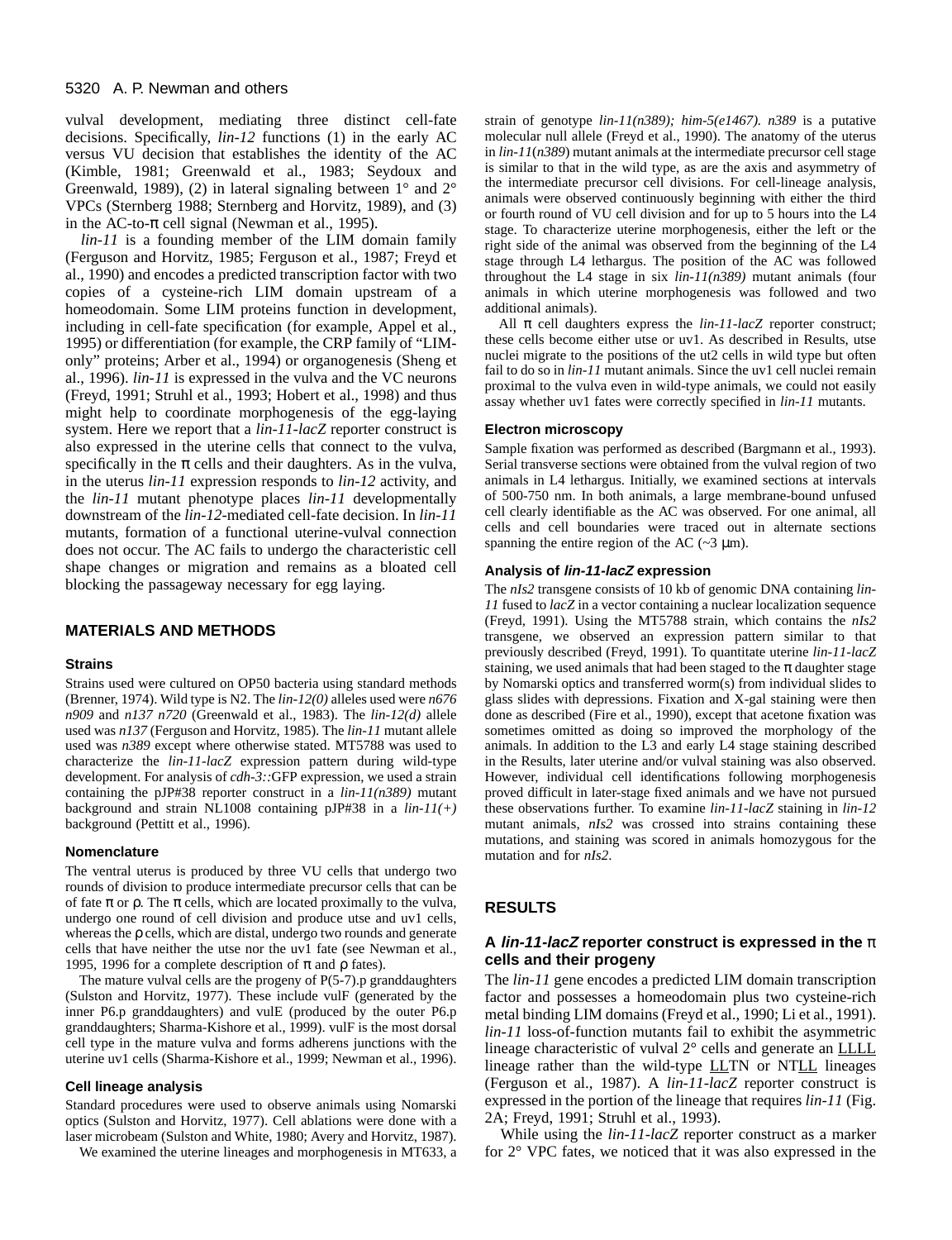vulval development, mediating three distinct cell-fate decisions. Specifically, *lin-12* functions (1) in the early AC versus VU decision that establishes the identity of the AC (Kimble, 1981; Greenwald et al., 1983; Seydoux and Greenwald, 1989), (2) in lateral signaling between 1° and 2° VPCs (Sternberg 1988; Sternberg and Horvitz, 1989), and (3) in the AC-to-π cell signal (Newman et al., 1995).

*lin-11* is a founding member of the LIM domain family (Ferguson and Horvitz, 1985; Ferguson et al., 1987; Freyd et al., 1990) and encodes a predicted transcription factor with two copies of a cysteine-rich LIM domain upstream of a homeodomain. Some LIM proteins function in development, including in cell-fate specification (for example, Appel et al., 1995) or differentiation (for example, the CRP family of "LIM-only" proteins; Arber et al., 1994) or organogenesis (Sheng et al., 1996). *lin-11* is expressed in the vulva and the VC neurons (Freyd, 1991; Struhl et al., 1993; Hobert et al., 1998) and thus might help to coordinate morphogenesis of the egg-laying system. Here we report that a *lin-11-lacZ* reporter construct is also expressed in the uterine cells that connect to the vulva, specifically in the π cells and their daughters. As in the vulva, in the uterus *lin-11* expression responds to *lin-12* activity, and the *lin-11* mutant phenotype places *lin-11* developmentally downstream of the *lin-12*-mediated cell-fate decision. In *lin-11* mutants, formation of a functional uterine-vulval connection does not occur. The AC fails to undergo the characteristic cell shape changes or migration and remains as a bloated cell blocking the passageway necessary for egg laying.

## MATERIALS AND METHODS

### Strains

Strains used were cultured on OP50 bacteria using standard methods (Brenner, 1974). Wild type is N2. The *lin-12(0)* alleles used were *n676 n909* and *n137 n720* (Greenwald et al., 1983). The *lin-12(d)* allele used was *n137* (Ferguson and Horvitz, 1985). The *lin-11* mutant allele used was *n389* except where otherwise stated. MT5788 was used to characterize the *lin-11-lacZ* expression pattern during wild-type development. For analysis of *cdh-3::*GFP expression, we used a strain containing the pJP#38 reporter construct in a *lin-11(n389)* mutant background and strain NL1008 containing pJP#38 in a *lin-11(+)* background (Pettitt et al., 1996).

### Nomenclature

The ventral uterus is produced by three VU cells that undergo two rounds of division to produce intermediate precursor cells that can be of fate π or ρ. The π cells, which are located proximally to the vulva, undergo one round of cell division and produce utse and uv1 cells, whereas the ρ cells, which are distal, undergo two rounds and generate cells that have neither the utse nor the uv1 fate (see Newman et al., 1995, 1996 for a complete description of π and ρ fates).

The mature vulval cells are the progeny of P(5-7).p granddaughters (Sulston and Horvitz, 1977). These include vulF (generated by the inner P6.p granddaughters) and vulE (produced by the outer P6.p granddaughters; Sharma-Kishore et al., 1999). vulF is the most dorsal cell type in the mature vulva and forms adherens junctions with the uterine uv1 cells (Sharma-Kishore et al., 1999; Newman et al., 1996).

### Cell lineage analysis

Standard procedures were used to observe animals using Nomarski optics (Sulston and Horvitz, 1977). Cell ablations were done with a laser microbeam (Sulston and White, 1980; Avery and Horvitz, 1987).

We examined the uterine lineages and morphogenesis in MT633, a strain of genotype *lin-11(n389); him-5(e1467)*. *n389* is a putative molecular null allele (Freyd et al., 1990). The anatomy of the uterus in *lin-11*(*n389*) mutant animals at the intermediate precursor cell stage is similar to that in the wild type, as are the axis and asymmetry of the intermediate precursor cell divisions. For cell-lineage analysis, animals were observed continuously beginning with either the third or fourth round of VU cell division and for up to 5 hours into the L4 stage. To characterize uterine morphogenesis, either the left or the right side of the animal was observed from the beginning of the L4 stage through L4 lethargus. The position of the AC was followed throughout the L4 stage in six *lin-11(n389)* mutant animals (four animals in which uterine morphogenesis was followed and two additional animals).

All π cell daughters express the *lin-11-lacZ* reporter construct; these cells become either utse or uv1. As described in Results, utse nuclei migrate to the positions of the ut2 cells in wild type but often fail to do so in *lin-11* mutant animals. Since the uv1 cell nuclei remain proximal to the vulva even in wild-type animals, we could not easily assay whether uv1 fates were correctly specified in *lin-11* mutants.

### Electron microscopy

Sample fixation was performed as described (Bargmann et al., 1993). Serial transverse sections were obtained from the vulval region of two animals in L4 lethargus. Initially, we examined sections at intervals of 500-750 nm. In both animals, a large membrane-bound unfused cell clearly identifiable as the AC was observed. For one animal, all cells and cell boundaries were traced out in alternate sections spanning the entire region of the AC (~3 μm).

### Analysis of *lin-11-lacZ* expression

The *nIs2* transgene consists of 10 kb of genomic DNA containing *lin-11* fused to *lacZ* in a vector containing a nuclear localization sequence (Freyd, 1991). Using the MT5788 strain, which contains the *nIs2* transgene, we observed an expression pattern similar to that previously described (Freyd, 1991). To quantitate uterine *lin-11-lacZ* staining, we used animals that had been staged to the π daughter stage by Nomarski optics and transferred worm(s) from individual slides to glass slides with depressions. Fixation and X-gal staining were then done as described (Fire et al., 1990), except that acetone fixation was sometimes omitted as doing so improved the morphology of the animals. In addition to the L3 and early L4 stage staining described in the Results, later uterine and/or vulval staining was also observed. However, individual cell identifications following morphogenesis proved difficult in later-stage fixed animals and we have not pursued these observations further. To examine *lin-11-lacZ* staining in *lin-12* mutant animals, *nIs2* was crossed into strains containing these mutations, and staining was scored in animals homozygous for the mutation and for *nIs2*.

## RESULTS

### A *lin-11-lacZ* reporter construct is expressed in the π cells and their progeny

The *lin-11* gene encodes a predicted LIM domain transcription factor and possesses a homeodomain plus two cysteine-rich metal binding LIM domains (Freyd et al., 1990; Li et al., 1991). *lin-11* loss-of-function mutants fail to exhibit the asymmetric lineage characteristic of vulval 2° cells and generate an <u>LLLL</u> lineage rather than the wild-type <u>LL</u>TN or NT<u>LL</u> lineages (Ferguson et al., 1987). A *lin-11-lacZ* reporter construct is expressed in the portion of the lineage that requires *lin-11* (Fig. 2A; Freyd, 1991; Struhl et al., 1993).

While using the *lin-11-lacZ* reporter construct as a marker for 2° VPC fates, we noticed that it was also expressed in the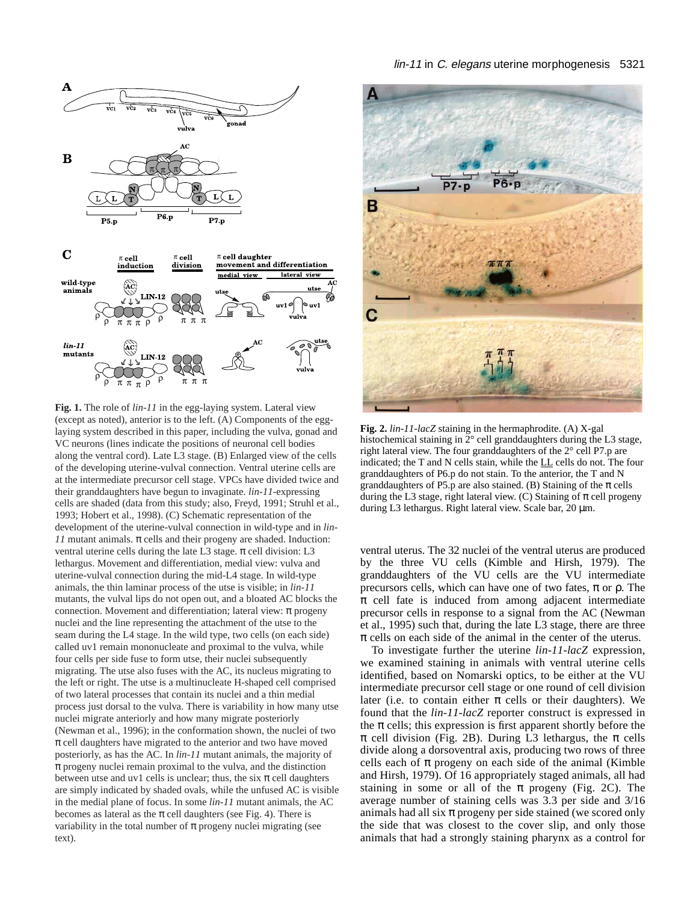**Fig. 1.** The role of *lin-11* in the egg-laying system. Lateral view (except as noted), anterior is to the left. (A) Components of the egg-laying system described in this paper, including the vulva, gonad and VC neurons (lines indicate the positions of neuronal cell bodies along the ventral cord). Late L3 stage. (B) Enlarged view of the cells of the developing uterine-vulval connection. Ventral uterine cells are at the intermediate precursor cell stage. VPCs have divided twice and their granddaughters have begun to invaginate. *lin-11*-expressing cells are shaded (data from this study; also, Freyd, 1991; Struhl et al., 1993; Hobert et al., 1998). (C) Schematic representation of the development of the uterine-vulval connection in wild-type and in *lin-11* mutant animals. π cells and their progeny are shaded. Induction: ventral uterine cells during the late L3 stage. π cell division: L3 lethargus. Movement and differentiation, medial view: vulva and uterine-vulval connection during the mid-L4 stage. In wild-type animals, the thin laminar process of the utse is visible; in *lin-11* mutants, the vulval lips do not open out, and a bloated AC blocks the connection. Movement and differentiation; lateral view: π progeny nuclei and the line representing the attachment of the utse to the seam during the L4 stage. In the wild type, two cells (on each side) called uv1 remain mononucleate and proximal to the vulva, while four cells per side fuse to form utse, their nuclei subsequently migrating. The utse also fuses with the AC, its nucleus migrating to the left or right. The utse is a multinucleate H-shaped cell comprised of two lateral processes that contain its nuclei and a thin medial process just dorsal to the vulva. There is variability in how many utse nuclei migrate anteriorly and how many migrate posteriorly (Newman et al., 1996); in the conformation shown, the nuclei of two π cell daughters have migrated to the anterior and two have moved posteriorly, as has the AC. In *lin-11* mutant animals, the majority of π progeny nuclei remain proximal to the vulva, and the distinction between utse and uv1 cells is unclear; thus, the six π cell daughters are simply indicated by shaded ovals, while the unfused AC is visible in the medial plane of focus. In some *lin-11* mutant animals, the AC becomes as lateral as the π cell daughters (see Fig. 4). There is variability in the total number of π progeny nuclei migrating (see text).

**Fig. 2.** *lin-11-lacZ* staining in the hermaphrodite. (A) X-gal histochemical staining in 2° cell granddaughters during the L3 stage, right lateral view. The four granddaughters of the 2° cell P7.p are indicated; the T and N cells stain, while the LL cells do not. The four granddaughters of P6.p do not stain. To the anterior, the T and N granddaughters of P5.p are also stained. (B) Staining of the π cells during the L3 stage, right lateral view. (C) Staining of π cell progeny during L3 lethargus. Right lateral view. Scale bar, 20 µm.

ventral uterus. The 32 nuclei of the ventral uterus are produced by the three VU cells (Kimble and Hirsh, 1979). The granddaughters of the VU cells are the VU intermediate precursors cells, which can have one of two fates, π or ρ. The π cell fate is induced from among adjacent intermediate precursor cells in response to a signal from the AC (Newman et al., 1995) such that, during the late L3 stage, there are three π cells on each side of the animal in the center of the uterus.

To investigate further the uterine *lin-11-lacZ* expression, we examined staining in animals with ventral uterine cells identified, based on Nomarski optics, to be either at the VU intermediate precursor cell stage or one round of cell division later (i.e. to contain either π cells or their daughters). We found that the *lin-11-lacZ* reporter construct is expressed in the π cells; this expression is first apparent shortly before the π cell division (Fig. 2B). During L3 lethargus, the π cells divide along a dorsoventral axis, producing two rows of three cells each of π progeny on each side of the animal (Kimble and Hirsh, 1979). Of 16 appropriately staged animals, all had staining in some or all of the π progeny (Fig. 2C). The average number of staining cells was 3.3 per side and 3/16 animals had all six π progeny per side stained (we scored only the side that was closest to the cover slip, and only those animals that had a strongly staining pharynx as a control for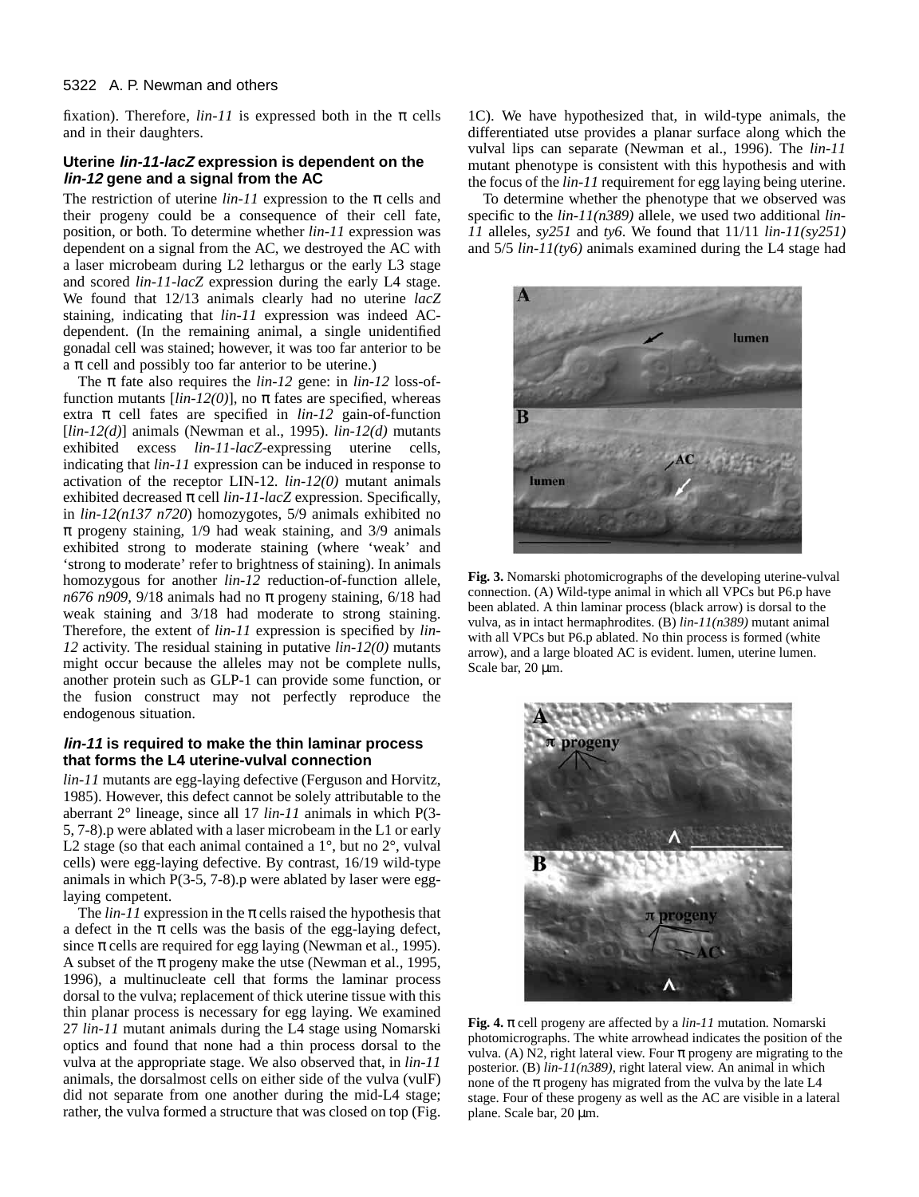fixation). Therefore, *lin-11* is expressed both in the π cells and in their daughters.

### Uterine *lin-11-lacZ* expression is dependent on the *lin-12* gene and a signal from the AC

The restriction of uterine *lin-11* expression to the π cells and their progeny could be a consequence of their cell fate, position, or both. To determine whether *lin-11* expression was dependent on a signal from the AC, we destroyed the AC with a laser microbeam during L2 lethargus or the early L3 stage and scored *lin-11-lacZ* expression during the early L4 stage. We found that 12/13 animals clearly had no uterine *lacZ* staining, indicating that *lin-11* expression was indeed AC-dependent. (In the remaining animal, a single unidentified gonadal cell was stained; however, it was too far anterior to be a π cell and possibly too far anterior to be uterine.)

The π fate also requires the *lin-12* gene: in *lin-12* loss-of-function mutants [*lin-12(0)*], no π fates are specified, whereas extra π cell fates are specified in *lin-12* gain-of-function [*lin-12(d)*] animals (Newman et al., 1995). *lin-12(d)* mutants exhibited excess *lin-11-lacZ*-expressing uterine cells, indicating that *lin-11* expression can be induced in response to activation of the receptor LIN-12. *lin-12(0)* mutant animals exhibited decreased π cell *lin-11-lacZ* expression. Specifically, in *lin-12(n137 n720)* homozygotes, 5/9 animals exhibited no π progeny staining, 1/9 had weak staining, and 3/9 animals exhibited strong to moderate staining (where 'weak' and 'strong to moderate' refer to brightness of staining). In animals homozygous for another *lin-12* reduction-of-function allele, *n676 n909*, 9/18 animals had no π progeny staining, 6/18 had weak staining and 3/18 had moderate to strong staining. Therefore, the extent of *lin-11* expression is specified by *lin-12* activity. The residual staining in putative *lin-12(0)* mutants might occur because the alleles may not be complete nulls, another protein such as GLP-1 can provide some function, or the fusion construct may not perfectly reproduce the endogenous situation.

### *lin-11* is required to make the thin laminar process that forms the L4 uterine-vulval connection

*lin-11* mutants are egg-laying defective (Ferguson and Horvitz, 1985). However, this defect cannot be solely attributable to the aberrant 2° lineage, since all 17 *lin-11* animals in which P(3-5, 7-8).p were ablated with a laser microbeam in the L1 or early L2 stage (so that each animal contained a 1°, but no 2°, vulval cells) were egg-laying defective. By contrast, 16/19 wild-type animals in which P(3-5, 7-8).p were ablated by laser were egg-laying competent.

The *lin-11* expression in the π cells raised the hypothesis that a defect in the π cells was the basis of the egg-laying defect, since π cells are required for egg laying (Newman et al., 1995). A subset of the π progeny make the utse (Newman et al., 1995, 1996), a multinucleate cell that forms the laminar process dorsal to the vulva; replacement of thick uterine tissue with this thin planar process is necessary for egg laying. We examined 27 *lin-11* mutant animals during the L4 stage using Nomarski optics and found that none had a thin process dorsal to the vulva at the appropriate stage. We also observed that, in *lin-11* animals, the dorsalmost cells on either side of the vulva (vulF) did not separate from one another during the mid-L4 stage; rather, the vulva formed a structure that was closed on top (Fig. 1C). We have hypothesized that, in wild-type animals, the differentiated utse provides a planar surface along which the vulval lips can separate (Newman et al., 1996). The *lin-11* mutant phenotype is consistent with this hypothesis and with the focus of the *lin-11* requirement for egg laying being uterine.

To determine whether the phenotype that we observed was specific to the *lin-11(n389)* allele, we used two additional *lin-11* alleles, *sy251* and *ty6*. We found that 11/11 *lin-11(sy251)* and 5/5 *lin-11(ty6)* animals examined during the L4 stage had

**Fig. 3.** Nomarski photomicrographs of the developing uterine-vulval connection. (A) Wild-type animal in which all VPCs but P6.p have been ablated. A thin laminar process (black arrow) is dorsal to the vulva, as in intact hermaphrodites. (B) *lin-11(n389)* mutant animal with all VPCs but P6.p ablated. No thin process is formed (white arrow), and a large bloated AC is evident. lumen, uterine lumen. Scale bar, 20 µm.

**Fig. 4.** π cell progeny are affected by a *lin-11* mutation. Nomarski photomicrographs. The white arrowhead indicates the position of the vulva. (A) N2, right lateral view. Four π progeny are migrating to the posterior. (B) *lin-11(n389)*, right lateral view. An animal in which none of the π progeny has migrated from the vulva by the late L4 stage. Four of these progeny as well as the AC are visible in a lateral plane. Scale bar, 20 µm.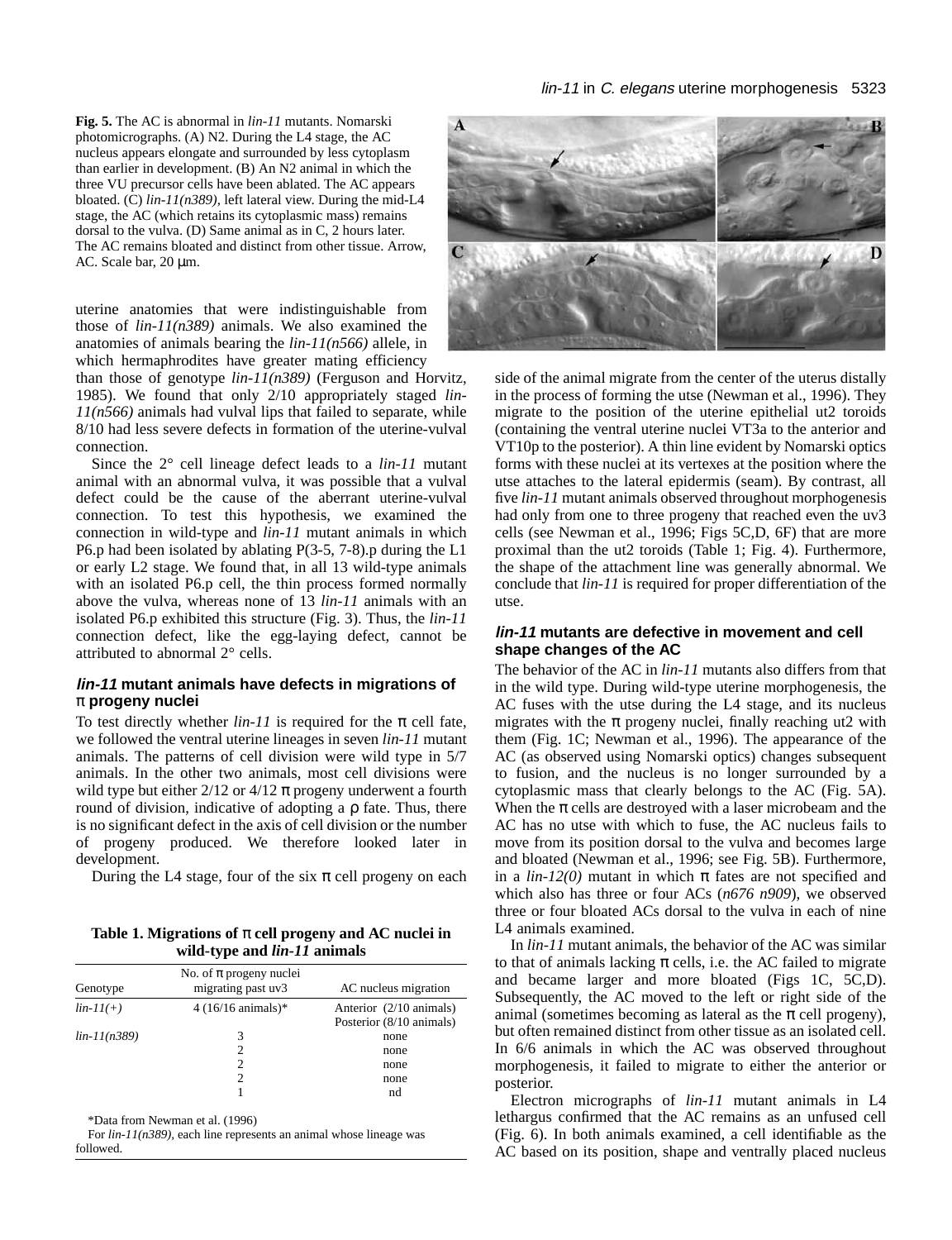**Fig. 5.** The AC is abnormal in *lin-11* mutants. Nomarski photomicrographs. (A) N2. During the L4 stage, the AC nucleus appears elongate and surrounded by less cytoplasm than earlier in development. (B) An N2 animal in which the three VU precursor cells have been ablated. The AC appears bloated. (C) *lin-11(n389)*, left lateral view. During the mid-L4 stage, the AC (which retains its cytoplasmic mass) remains dorsal to the vulva. (D) Same animal as in C, 2 hours later. The AC remains bloated and distinct from other tissue. Arrow, AC. Scale bar, 20 μm.

uterine anatomies that were indistinguishable from those of *lin-11(n389)* animals. We also examined the anatomies of animals bearing the *lin-11(n566)* allele, in which hermaphrodites have greater mating efficiency than those of genotype *lin-11(n389)* (Ferguson and Horvitz, 1985). We found that only 2/10 appropriately staged *lin-11(n566)* animals had vulval lips that failed to separate, while 8/10 had less severe defects in formation of the uterine-vulval connection.

Since the 2° cell lineage defect leads to a *lin-11* mutant animal with an abnormal vulva, it was possible that a vulval defect could be the cause of the aberrant uterine-vulval connection. To test this hypothesis, we examined the connection in wild-type and *lin-11* mutant animals in which P6.p had been isolated by ablating P(3-5, 7-8).p during the L1 or early L2 stage. We found that, in all 13 wild-type animals with an isolated P6.p cell, the thin process formed normally above the vulva, whereas none of 13 *lin-11* animals with an isolated P6.p exhibited this structure (Fig. 3). Thus, the *lin-11* connection defect, like the egg-laying defect, cannot be attributed to abnormal 2° cells.

### *lin-11* mutant animals have defects in migrations of π progeny nuclei

To test directly whether *lin-11* is required for the π cell fate, we followed the ventral uterine lineages in seven *lin-11* mutant animals. The patterns of cell division were wild type in 5/7 animals. In the other two animals, most cell divisions were wild type but either 2/12 or 4/12 π progeny underwent a fourth round of division, indicative of adopting a ρ fate. Thus, there is no significant defect in the axis of cell division or the number of progeny produced. We therefore looked later in development.

During the L4 stage, four of the six π cell progeny on each side of the animal migrate from the center of the uterus distally in the process of forming the utse (Newman et al., 1996). They migrate to the position of the uterine epithelial ut2 toroids (containing the ventral uterine nuclei VT3a to the anterior and VT10p to the posterior). A thin line evident by Nomarski optics forms with these nuclei at its vertexes at the position where the utse attaches to the lateral epidermis (seam). By contrast, all five *lin-11* mutant animals observed throughout morphogenesis had only from one to three progeny that reached even the uv3 cells (see Newman et al., 1996; Figs 5C,D, 6F) that are more proximal than the ut2 toroids (Table 1; Fig. 4). Furthermore, the shape of the attachment line was generally abnormal. We conclude that *lin-11* is required for proper differentiation of the utse.

**Table 1. Migrations of π cell progeny and AC nuclei in wild-type and *lin-11* animals**

| Genotype | No. of π progeny nuclei migrating past uv3 | AC nucleus migration |
|---|---|---|
| *lin-11(+)* | 4 (16/16 animals)* | Anterior (2/10 animals) Posterior (8/10 animals) |
| *lin-11(n389)* | 3 | none |
| | 2 | none |
| | 2 | none |
| | 2 | none |
| | 1 | nd |

*Data from Newman et al. (1996)

For *lin-11(n389)*, each line represents an animal whose lineage was followed.

### *lin-11* mutants are defective in movement and cell shape changes of the AC

The behavior of the AC in *lin-11* mutants also differs from that in the wild type. During wild-type uterine morphogenesis, the AC fuses with the utse during the L4 stage, and its nucleus migrates with the π progeny nuclei, finally reaching ut2 with them (Fig. 1C; Newman et al., 1996). The appearance of the AC (as observed using Nomarski optics) changes subsequent to fusion, and the nucleus is no longer surrounded by a cytoplasmic mass that clearly belongs to the AC (Fig. 5A). When the π cells are destroyed with a laser microbeam and the AC has no utse with which to fuse, the AC nucleus fails to move from its position dorsal to the vulva and becomes large and bloated (Newman et al., 1996; see Fig. 5B). Furthermore, in a *lin-12(0)* mutant in which π fates are not specified and which also has three or four ACs (*n676 n909*), we observed three or four bloated ACs dorsal to the vulva in each of nine L4 animals examined.

In *lin-11* mutant animals, the behavior of the AC was similar to that of animals lacking π cells, i.e. the AC failed to migrate and became larger and more bloated (Figs 1C, 5C,D). Subsequently, the AC moved to the left or right side of the animal (sometimes becoming as lateral as the π cell progeny), but often remained distinct from other tissue as an isolated cell. In 6/6 animals in which the AC was observed throughout morphogenesis, it failed to migrate to either the anterior or posterior.

Electron micrographs of *lin-11* mutant animals in L4 lethargus confirmed that the AC remains as an unfused cell (Fig. 6). In both animals examined, a cell identifiable as the AC based on its position, shape and ventrally placed nucleus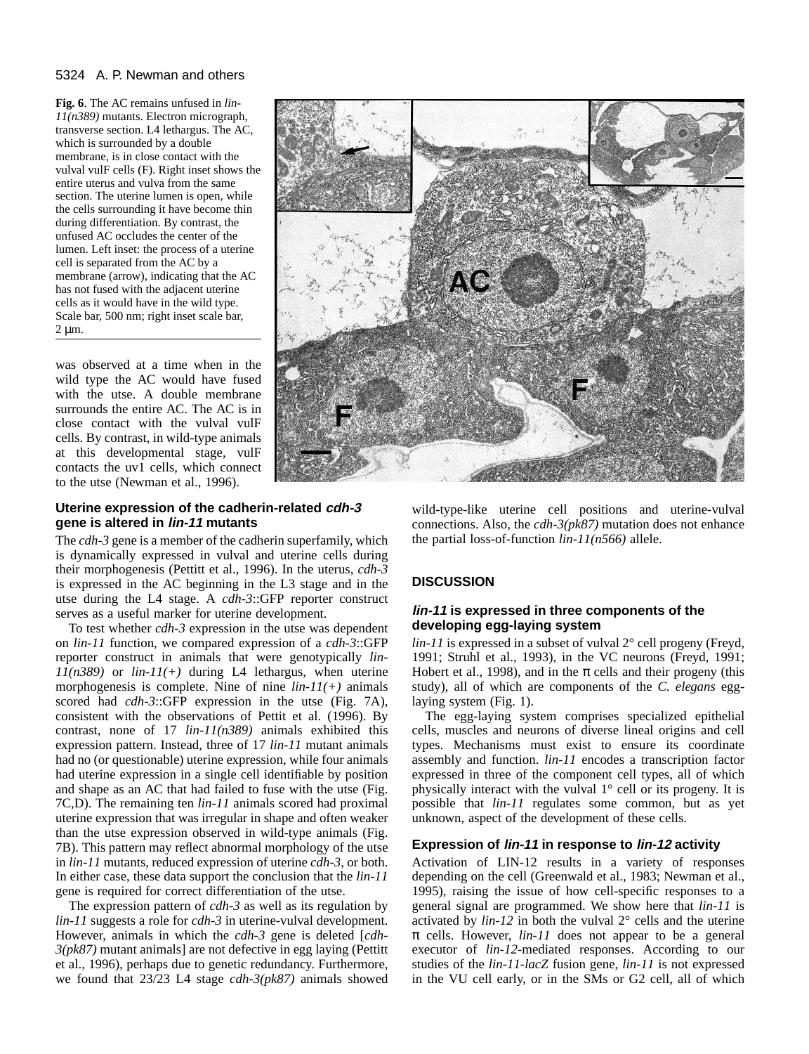**Fig. 6**. The AC remains unfused in *lin-11(n389)* mutants. Electron micrograph, transverse section. L4 lethargus. The AC, which is surrounded by a double membrane, is in close contact with the vulval vulF cells (F). Right inset shows the entire uterus and vulva from the same section. The uterine lumen is open, while the cells surrounding it have become thin during differentiation. By contrast, the unfused AC occludes the center of the lumen. Left inset: the process of a uterine cell is separated from the AC by a membrane (arrow), indicating that the AC has not fused with the adjacent uterine cells as it would have in the wild type. Scale bar, 500 nm; right inset scale bar, 2 μm.

was observed at a time when in the wild type the AC would have fused with the utse. A double membrane surrounds the entire AC. The AC is in close contact with the vulval vulF cells. By contrast, in wild-type animals at this developmental stage, vulF contacts the uv1 cells, which connect to the utse (Newman et al., 1996).

### Uterine expression of the cadherin-related *cdh-3* gene is altered in *lin-11* mutants

The *cdh-3* gene is a member of the cadherin superfamily, which is dynamically expressed in vulval and uterine cells during their morphogenesis (Pettitt et al., 1996). In the uterus, *cdh-3* is expressed in the AC beginning in the L3 stage and in the utse during the L4 stage. A *cdh-3*::GFP reporter construct serves as a useful marker for uterine development.

To test whether *cdh-3* expression in the utse was dependent on *lin-11* function, we compared expression of a *cdh-3*::GFP reporter construct in animals that were genotypically *lin-11(n389)* or *lin-11(+)* during L4 lethargus, when uterine morphogenesis is complete. Nine of nine *lin-11(+)* animals scored had *cdh-3*::GFP expression in the utse (Fig. 7A), consistent with the observations of Pettit et al. (1996). By contrast, none of 17 *lin-11(n389)* animals exhibited this expression pattern. Instead, three of 17 *lin-11* mutant animals had no (or questionable) uterine expression, while four animals had uterine expression in a single cell identifiable by position and shape as an AC that had failed to fuse with the utse (Fig. 7C,D). The remaining ten *lin-11* animals scored had proximal uterine expression that was irregular in shape and often weaker than the utse expression observed in wild-type animals (Fig. 7B). This pattern may reflect abnormal morphology of the utse in *lin-11* mutants, reduced expression of uterine *cdh-3*, or both. In either case, these data support the conclusion that the *lin-11* gene is required for correct differentiation of the utse.

The expression pattern of *cdh-3* as well as its regulation by *lin-11* suggests a role for *cdh-3* in uterine-vulval development. However, animals in which the *cdh-3* gene is deleted [*cdh-3(pk87)* mutant animals] are not defective in egg laying (Pettitt et al., 1996), perhaps due to genetic redundancy. Furthermore, we found that 23/23 L4 stage *cdh-3(pk87)* animals showed wild-type-like uterine cell positions and uterine-vulval connections. Also, the *cdh-3(pk87)* mutation does not enhance the partial loss-of-function *lin-11(n566)* allele.

## DISCUSSION

### *lin-11* is expressed in three components of the developing egg-laying system

*lin-11* is expressed in a subset of vulval 2° cell progeny (Freyd, 1991; Struhl et al., 1993), in the VC neurons (Freyd, 1991; Hobert et al., 1998), and in the π cells and their progeny (this study), all of which are components of the *C. elegans* egg-laying system (Fig. 1).

The egg-laying system comprises specialized epithelial cells, muscles and neurons of diverse lineal origins and cell types. Mechanisms must exist to ensure its coordinate assembly and function. *lin-11* encodes a transcription factor expressed in three of the component cell types, all of which physically interact with the vulval 1° cell or its progeny. It is possible that *lin-11* regulates some common, but as yet unknown, aspect of the development of these cells.

### Expression of *lin-11* in response to *lin-12* activity

Activation of LIN-12 results in a variety of responses depending on the cell (Greenwald et al., 1983; Newman et al., 1995), raising the issue of how cell-specific responses to a general signal are programmed. We show here that *lin-11* is activated by *lin-12* in both the vulval 2° cells and the uterine π cells. However, *lin-11* does not appear to be a general executor of *lin-12*-mediated responses. According to our studies of the *lin-11-lacZ* fusion gene, *lin-11* is not expressed in the VU cell early, or in the SMs or G2 cell, all of which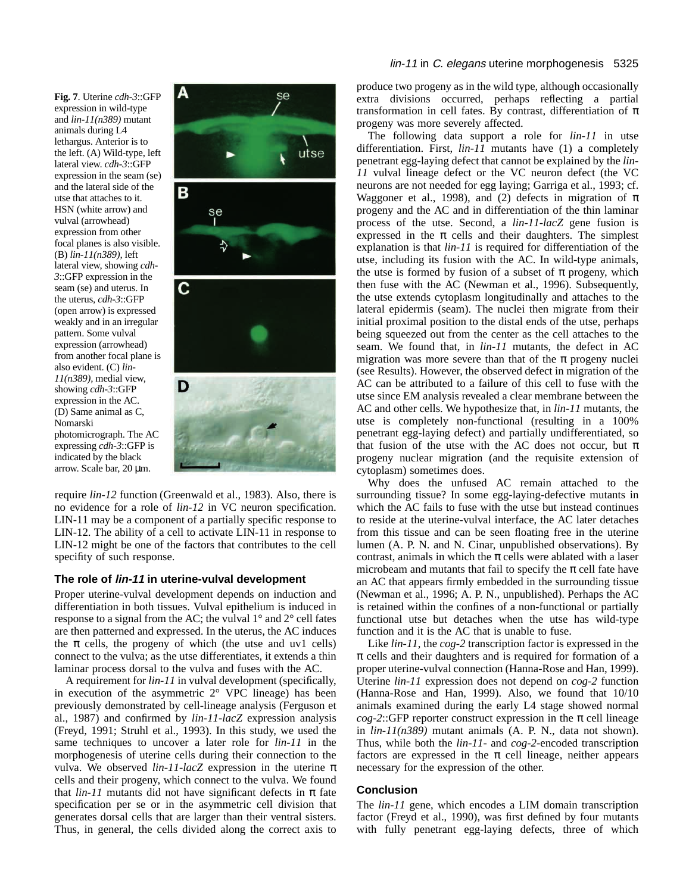**Fig. 7**. Uterine *cdh-3*::GFP expression in wild-type and *lin-11(n389)* mutant animals during L4 lethargus. Anterior is to the left. (A) Wild-type, left lateral view. *cdh-3*::GFP expression in the seam (se) and the lateral side of the utse that attaches to it. HSN (white arrow) and vulval (arrowhead) expression from other focal planes is also visible. (B) *lin-11(n389)*, left lateral view, showing *cdh-3*::GFP expression in the seam (se) and uterus. In the uterus, *cdh-3*::GFP (open arrow) is expressed weakly and in an irregular pattern. Some vulval expression (arrowhead) from another focal plane is also evident. (C) *lin-11(n389)*, medial view, showing *cdh-3*::GFP expression in the AC. (D) Same animal as C, Nomarski photomicrograph. The AC expressing *cdh-3*::GFP is indicated by the black arrow. Scale bar, 20 µm.

require *lin-12* function (Greenwald et al., 1983). Also, there is no evidence for a role of *lin-12* in VC neuron specification. LIN-11 may be a component of a partially specific response to LIN-12. The ability of a cell to activate LIN-11 in response to LIN-12 might be one of the factors that contributes to the cell specifity of such response.

### The role of *lin-11* in uterine-vulval development

Proper uterine-vulval development depends on induction and differentiation in both tissues. Vulval epithelium is induced in response to a signal from the AC; the vulval 1° and 2° cell fates are then patterned and expressed. In the uterus, the AC induces the π cells, the progeny of which (the utse and uv1 cells) connect to the vulva; as the utse differentiates, it extends a thin laminar process dorsal to the vulva and fuses with the AC.

A requirement for *lin-11* in vulval development (specifically, in execution of the asymmetric 2° VPC lineage) has been previously demonstrated by cell-lineage analysis (Ferguson et al., 1987) and confirmed by *lin-11-lacZ* expression analysis (Freyd, 1991; Struhl et al., 1993). In this study, we used the same techniques to uncover a later role for *lin-11* in the morphogenesis of uterine cells during their connection to the vulva. We observed *lin-11-lacZ* expression in the uterine π cells and their progeny, which connect to the vulva. We found that *lin-11* mutants did not have significant defects in π fate specification per se or in the asymmetric cell division that generates dorsal cells that are larger than their ventral sisters. Thus, in general, the cells divided along the correct axis to produce two progeny as in the wild type, although occasionally extra divisions occurred, perhaps reflecting a partial transformation in cell fates. By contrast, differentiation of π progeny was more severely affected.

The following data support a role for *lin-11* in utse differentiation. First, *lin-11* mutants have (1) a completely penetrant egg-laying defect that cannot be explained by the *lin-11* vulval lineage defect or the VC neuron defect (the VC neurons are not needed for egg laying; Garriga et al., 1993; cf. Waggoner et al., 1998), and (2) defects in migration of π progeny and the AC and in differentiation of the thin laminar process of the utse. Second, a *lin-11-lacZ* gene fusion is expressed in the π cells and their daughters. The simplest explanation is that *lin-11* is required for differentiation of the utse, including its fusion with the AC. In wild-type animals, the utse is formed by fusion of a subset of π progeny, which then fuse with the AC (Newman et al., 1996). Subsequently, the utse extends cytoplasm longitudinally and attaches to the lateral epidermis (seam). The nuclei then migrate from their initial proximal position to the distal ends of the utse, perhaps being squeezed out from the center as the cell attaches to the seam. We found that, in *lin-11* mutants, the defect in AC migration was more severe than that of the π progeny nuclei (see Results). However, the observed defect in migration of the AC can be attributed to a failure of this cell to fuse with the utse since EM analysis revealed a clear membrane between the AC and other cells. We hypothesize that, in *lin-11* mutants, the utse is completely non-functional (resulting in a 100% penetrant egg-laying defect) and partially undifferentiated, so that fusion of the utse with the AC does not occur, but π progeny nuclear migration (and the requisite extension of cytoplasm) sometimes does.

Why does the unfused AC remain attached to the surrounding tissue? In some egg-laying-defective mutants in which the AC fails to fuse with the utse but instead continues to reside at the uterine-vulval interface, the AC later detaches from this tissue and can be seen floating free in the uterine lumen (A. P. N. and N. Cinar, unpublished observations). By contrast, animals in which the π cells were ablated with a laser microbeam and mutants that fail to specify the π cell fate have an AC that appears firmly embedded in the surrounding tissue (Newman et al., 1996; A. P. N., unpublished). Perhaps the AC is retained within the confines of a non-functional or partially functional utse but detaches when the utse has wild-type function and it is the AC that is unable to fuse.

Like *lin-11*, the *cog-2* transcription factor is expressed in the π cells and their daughters and is required for formation of a proper uterine-vulval connection (Hanna-Rose and Han, 1999). Uterine *lin-11* expression does not depend on *cog-2* function (Hanna-Rose and Han, 1999). Also, we found that 10/10 animals examined during the early L4 stage showed normal *cog-2*::GFP reporter construct expression in the π cell lineage in *lin-11(n389)* mutant animals (A. P. N., data not shown). Thus, while both the *lin-11*- and *cog-2*-encoded transcription factors are expressed in the π cell lineage, neither appears necessary for the expression of the other.

### Conclusion

The *lin-11* gene, which encodes a LIM domain transcription factor (Freyd et al., 1990), was first defined by four mutants with fully penetrant egg-laying defects, three of which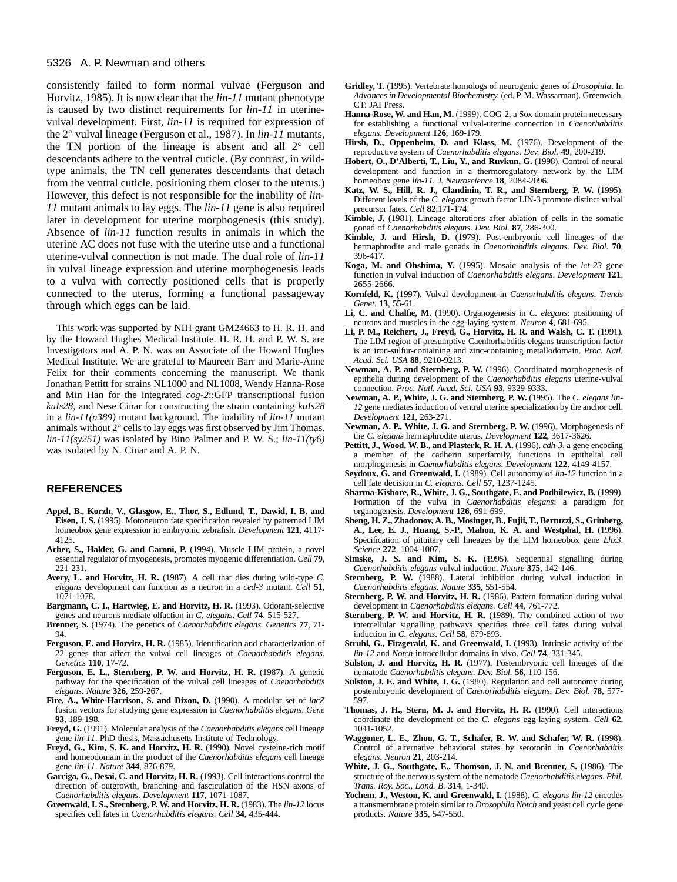consistently failed to form normal vulvae (Ferguson and Horvitz, 1985). It is now clear that the *lin-11* mutant phenotype is caused by two distinct requirements for *lin-11* in uterine-vulval development. First, *lin-11* is required for expression of the 2° vulval lineage (Ferguson et al., 1987). In *lin-11* mutants, the TN portion of the lineage is absent and all 2° cell descendants adhere to the ventral cuticle. (By contrast, in wild-type animals, the TN cell generates descendants that detach from the ventral cuticle, positioning them closer to the uterus.) However, this defect is not responsible for the inability of *lin-11* mutant animals to lay eggs. The *lin-11* gene is also required later in development for uterine morphogenesis (this study). Absence of *lin-11* function results in animals in which the uterine AC does not fuse with the uterine utse and a functional uterine-vulval connection is not made. The dual role of *lin-11* in vulval lineage expression and uterine morphogenesis leads to a vulva with correctly positioned cells that is properly connected to the uterus, forming a functional passageway through which eggs can be laid.

This work was supported by NIH grant GM24663 to H. R. H. and by the Howard Hughes Medical Institute. H. R. H. and P. W. S. are Investigators and A. P. N. was an Associate of the Howard Hughes Medical Institute. We are grateful to Maureen Barr and Marie-Anne Felix for their comments concerning the manuscript. We thank Jonathan Pettitt for strains NL1000 and NL1008, Wendy Hanna-Rose and Min Han for the integrated *cog-2*::GFP transcriptional fusion *kuIs28*, and Nese Cinar for constructing the strain containing *kuIs28* in a *lin-11(n389)* mutant background. The inability of *lin-11* mutant animals without 2° cells to lay eggs was first observed by Jim Thomas. *lin-11(sy251)* was isolated by Bino Palmer and P. W. S.; *lin-11(ty6)* was isolated by N. Cinar and A. P. N.

## REFERENCES

**Appel, B., Korzh, V., Glasgow, E., Thor, S., Edlund, T., Dawid, I. B. and Eisen, J. S.** (1995). Motoneuron fate specification revealed by patterned LIM homeobox gene expression in embryonic zebrafish. *Development* **121**, 4117-4125.

**Arber, S., Halder, G. and Caroni, P.** (1994). Muscle LIM protein, a novel essential regulator of myogenesis, promotes myogenic differentiation. *Cell* **79**, 221-231.

**Avery, L. and Horvitz, H. R.** (1987). A cell that dies during wild-type *C. elegans* development can function as a neuron in a *ced-3* mutant. *Cell* **51**, 1071-1078.

**Bargmann, C. I., Hartwieg, E. and Horvitz, H. R.** (1993). Odorant-selective genes and neurons mediate olfaction in *C. elegans*. *Cell* **74**, 515-527.

**Brenner, S.** (1974). The genetics of *Caenorhabditis elegans*. *Genetics* **77**, 71-94.

**Ferguson, E. and Horvitz, H. R.** (1985). Identification and characterization of 22 genes that affect the vulval cell lineages of *Caenorhabditis elegans*. *Genetics* **110**, 17-72.

**Ferguson, E. L., Sternberg, P. W. and Horvitz, H. R.** (1987). A genetic pathway for the specification of the vulval cell lineages of *Caenorhabditis elegans*. *Nature* **326**, 259-267.

**Fire, A., White-Harrison, S. and Dixon, D.** (1990). A modular set of *lacZ* fusion vectors for studying gene expression in *Caenorhabditis elegans*. *Gene* **93**, 189-198.

**Freyd, G.** (1991). Molecular analysis of the *Caenorhabditis elegans* cell lineage gene *lin-11*. PhD thesis, Massachusetts Institute of Technology.

**Freyd, G., Kim, S. K. and Horvitz, H. R.** (1990). Novel cysteine-rich motif and homeodomain in the product of the *Caenorhabditis elegans* cell lineage gene *lin-11*. *Nature* **344**, 876-879.

**Garriga, G., Desai, C. and Horvitz, H. R.** (1993). Cell interactions control the direction of outgrowth, branching and fasciculation of the HSN axons of *Caenorhabditis elegans*. *Development* **117**, 1071-1087.

**Greenwald, I. S., Sternberg, P. W. and Horvitz, H. R.** (1983). The *lin-12* locus specifies cell fates in *Caenorhabditis elegans*. *Cell* **34**, 435-444.

**Gridley, T.** (1995). Vertebrate homologs of neurogenic genes of *Drosophila*. In *Advances in Developmental Biochemistry*. (ed. P. M. Wassarman). Greenwich, CT: JAI Press.

**Hanna-Rose, W. and Han, M.** (1999). COG-2, a Sox domain protein necessary for establishing a functional vulval-uterine connection in *Caenorhabditis elegans*. *Development* **126**, 169-179.

**Hirsh, D., Oppenheim, D. and Klass, M.** (1976). Development of the reproductive system of *Caenorhabditis elegans*. *Dev. Biol.* **49**, 200-219.

**Hobert, O., D'Alberti, T., Liu, Y., and Ruvkun, G.** (1998). Control of neural development and function in a thermoregulatory network by the LIM homeobox gene *lin-11*. *J. Neuroscience* **18**, 2084-2096.

**Katz, W. S., Hill, R. J., Clandinin, T. R., and Sternberg, P. W.** (1995). Different levels of the *C. elegans* growth factor LIN-3 promote distinct vulval precursor fates. *Cell* **82**,171-174.

**Kimble, J.** (1981). Lineage alterations after ablation of cells in the somatic gonad of *Caenorhabditis elegans*. *Dev. Biol.* **87**, 286-300.

**Kimble, J. and Hirsh, D.** (1979). Post-embryonic cell lineages of the hermaphrodite and male gonads in *Caenorhabditis elegans*. *Dev. Biol.* **70**, 396-417.

**Koga, M. and Ohshima, Y.** (1995). Mosaic analysis of the *let-23* gene function in vulval induction of *Caenorhabditis elegans*. *Development* **121**, 2655-2666.

**Kornfeld, K.** (1997). Vulval development in *Caenorhabditis elegans*. *Trends Genet.* **13**, 55-61.

**Li, C. and Chalfie, M.** (1990). Organogenesis in *C. elegans*: positioning of neurons and muscles in the egg-laying system. *Neuron* **4**, 681-695.

**Li, P. M., Reichert, J., Freyd, G., Horvitz, H. R. and Walsh, C. T.** (1991). The LIM region of presumptive Caenhorhabditis elegans transcription factor is an iron-sulfur-containing and zinc-containing metallodomain. *Proc. Natl. Acad. Sci. USA* **88**, 9210-9213.

**Newman, A. P. and Sternberg, P. W.** (1996). Coordinated morphogenesis of epithelia during development of the *Caenorhabditis elegans* uterine-vulval connection. *Proc. Natl. Acad. Sci. USA* **93**, 9329-9333.

**Newman, A. P., White, J. G. and Sternberg, P. W.** (1995). The *C. elegans lin-12* gene mediates induction of ventral uterine specialization by the anchor cell. *Development* **121**, 263-271.

**Newman, A. P., White, J. G. and Sternberg, P. W.** (1996). Morphogenesis of the *C. elegans* hermaphrodite uterus. *Development* **122**, 3617-3626.

**Pettitt, J., Wood, W. B., and Plasterk, R. H. A.** (1996). *cdh-3*, a gene encoding a member of the cadherin superfamily, functions in epithelial cell morphogenesis in *Caenorhabditis elegans*. *Development* **122**, 4149-4157.

**Seydoux, G. and Greenwald, I.** (1989). Cell autonomy of *lin-12* function in a cell fate decision in *C. elegans*. *Cell* **57**, 1237-1245.

**Sharma-Kishore, R., White, J. G., Southgate, E. and Podbilewicz, B.** (1999). Formation of the vulva in *Caenorhabditis elegans*: a paradigm for organogenesis. *Development* **126**, 691-699.

**Sheng, H. Z., Zhadonov, A. B., Mosinger, B., Fujii, T., Bertuzzi, S., Grinberg, A., Lee, E. J., Huang, S.-P., Mahon, K. A. and Westphal, H.** (1996). Specification of pituitary cell lineages by the LIM homeobox gene *Lhx3*. *Science* **272**, 1004-1007.

**Simske, J. S. and Kim, S. K.** (1995). Sequential signalling during *Caenorhabditis elegans* vulval induction. *Nature* **375**, 142-146.

**Sternberg, P. W.** (1988). Lateral inhibition during vulval induction in *Caenorhabditis elegans*. *Nature* **335**, 551-554.

**Sternberg, P. W. and Horvitz, H. R.** (1986). Pattern formation during vulval development in *Caenorhabditis elegans*. *Cell* **44**, 761-772.

**Sternberg, P. W. and Horvitz, H. R.** (1989). The combined action of two intercellular signalling pathways specifies three cell fates during vulval induction in *C. elegans*. *Cell* **58**, 679-693.

**Struhl, G., Fitzgerald, K. and Greenwald, I.** (1993). Intrinsic activity of the *lin-12* and *Notch* intracellular domains in vivo. *Cell* **74**, 331-345.

**Sulston, J. and Horvitz, H. R.** (1977). Postembryonic cell lineages of the nematode *Caenorhabditis elegans*. *Dev. Biol.* **56**, 110-156.

**Sulston, J. E. and White, J. G.** (1980). Regulation and cell autonomy during postembryonic development of *Caenorhabditis elegans*. *Dev. Biol.* **78**, 577-597.

**Thomas, J. H., Stern, M. J. and Horvitz, H. R.** (1990). Cell interactions coordinate the development of the *C. elegans* egg-laying system. *Cell* **62**, 1041-1052.

**Waggoner, L. E., Zhou, G. T., Schafer, R. W. and Schafer, W. R.** (1998). Control of alternative behavioral states by serotonin in *Caenorhabditis elegans*. *Neuron* **21**, 203-214.

**White, J. G., Southgate, E., Thomson, J. N. and Brenner, S.** (1986). The structure of the nervous system of the nematode *Caenorhabditis elegans*. *Phil. Trans. Roy. Soc., Lond. B.* **314**, 1-340.

**Yochem, J., Weston, K. and Greenwald, I.** (1988). *C. elegans lin-12* encodes a transmembrane protein similar to *Drosophila Notch* and yeast cell cycle gene products. *Nature* **335**, 547-550.